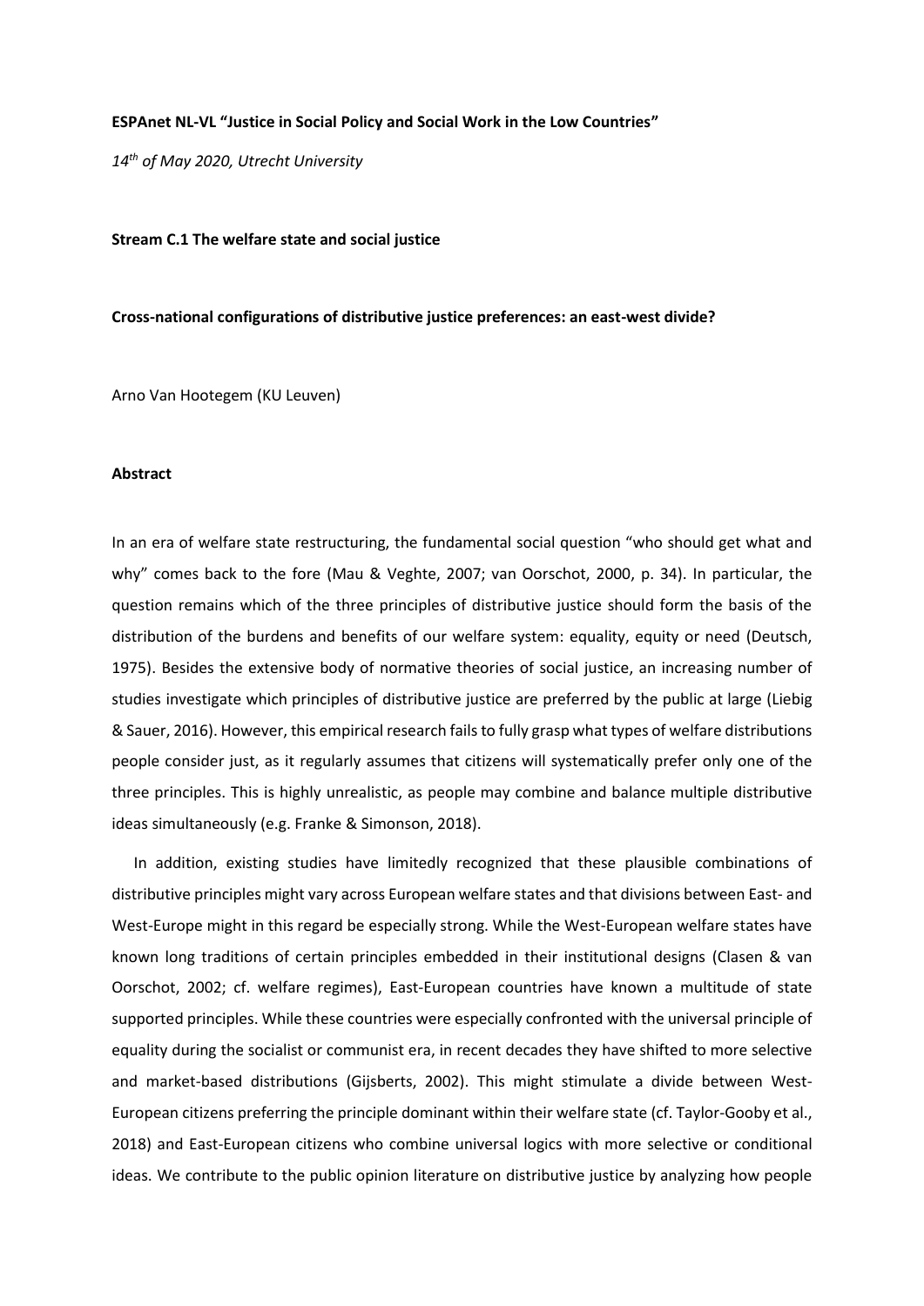**ESPAnet NL-VL "Justice in Social Policy and Social Work in the Low Countries"**

*14th of May 2020, Utrecht University*

**Stream C.1 The welfare state and social justice**

**Cross-national configurations of distributive justice preferences: an east-west divide?**

Arno Van Hootegem (KU Leuven)

## Abstract

In an era of welfare state restructuring, the fundamental social question "who should get what and why" comes back to the fore (Mau & Veghte, 2007; van Oorschot, 2000, p. 34). In particular, the question remains which of the three principles of distributive justice should form the basis of the distribution of the burdens and benefits of our welfare system: equality, equity or need (Deutsch, 1975). Besides the extensive body of normative theories of social justice, an increasing number of studies investigate which principles of distributive justice are preferred by the public at large (Liebig & Sauer, 2016). However, this empirical research fails to fully grasp what types of welfare distributions people consider just, as it regularly assumes that citizens will systematically prefer only one of the three principles. This is highly unrealistic, as people may combine and balance multiple distributive ideas simultaneously (e.g. Franke & Simonson, 2018).

In addition, existing studies have limitedly recognized that these plausible combinations of distributive principles might vary across European welfare states and that divisions between East- and West-Europe might in this regard be especially strong. While the West-European welfare states have known long traditions of certain principles embedded in their institutional designs (Clasen & van Oorschot, 2002; cf. welfare regimes), East-European countries have known a multitude of state supported principles. While these countries were especially confronted with the universal principle of equality during the socialist or communist era, in recent decades they have shifted to more selective and market-based distributions (Gijsberts, 2002). This might stimulate a divide between West-European citizens preferring the principle dominant within their welfare state (cf. Taylor-Gooby et al., 2018) and East-European citizens who combine universal logics with more selective or conditional ideas. We contribute to the public opinion literature on distributive justice by analyzing how people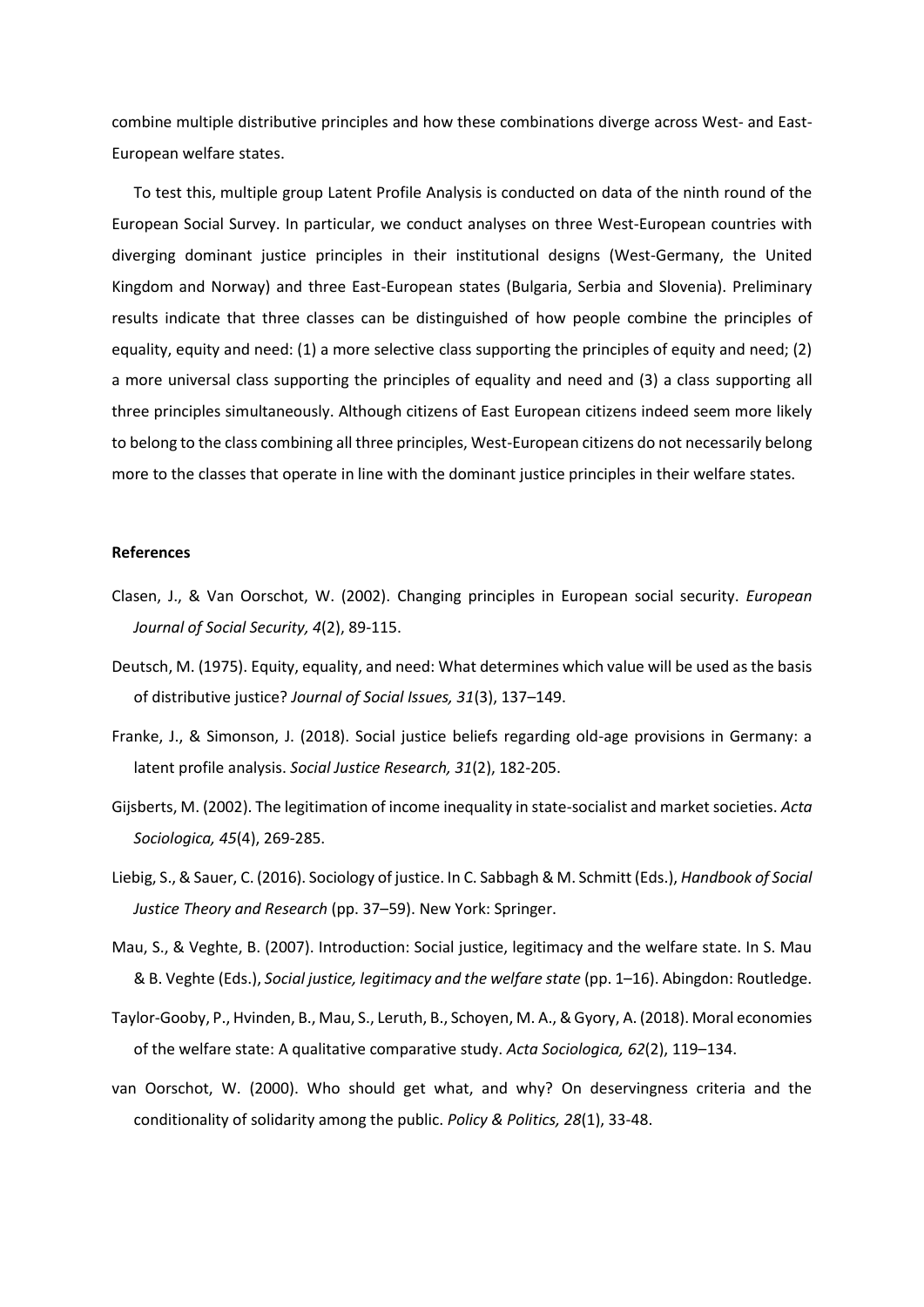combine multiple distributive principles and how these combinations diverge across West- and East-European welfare states.

To test this, multiple group Latent Profile Analysis is conducted on data of the ninth round of the European Social Survey. In particular, we conduct analyses on three West-European countries with diverging dominant justice principles in their institutional designs (West-Germany, the United Kingdom and Norway) and three East-European states (Bulgaria, Serbia and Slovenia). Preliminary results indicate that three classes can be distinguished of how people combine the principles of equality, equity and need: (1) a more selective class supporting the principles of equity and need; (2) a more universal class supporting the principles of equality and need and (3) a class supporting all three principles simultaneously. Although citizens of East European citizens indeed seem more likely to belong to the class combining all three principles, West-European citizens do not necessarily belong more to the classes that operate in line with the dominant justice principles in their welfare states.

**References**

Clasen, J., & Van Oorschot, W. (2002). Changing principles in European social security. *European Journal of Social Security, 4*(2), 89-115.

Deutsch, M. (1975). Equity, equality, and need: What determines which value will be used as the basis of distributive justice? *Journal of Social Issues, 31*(3), 137–149.

Franke, J., & Simonson, J. (2018). Social justice beliefs regarding old-age provisions in Germany: a latent profile analysis. *Social Justice Research, 31*(2), 182-205.

Gijsberts, M. (2002). The legitimation of income inequality in state-socialist and market societies. *Acta Sociologica, 45*(4), 269-285.

Liebig, S., & Sauer, C. (2016). Sociology of justice. In C. Sabbagh & M. Schmitt (Eds.), *Handbook of Social Justice Theory and Research* (pp. 37–59). New York: Springer.

Mau, S., & Veghte, B. (2007). Introduction: Social justice, legitimacy and the welfare state. In S. Mau & B. Veghte (Eds.), *Social justice, legitimacy and the welfare state* (pp. 1–16). Abingdon: Routledge.

Taylor-Gooby, P., Hvinden, B., Mau, S., Leruth, B., Schoyen, M. A., & Gyory, A. (2018). Moral economies of the welfare state: A qualitative comparative study. *Acta Sociologica, 62*(2), 119–134.

van Oorschot, W. (2000). Who should get what, and why? On deservingness criteria and the conditionality of solidarity among the public. *Policy & Politics, 28*(1), 33-48.